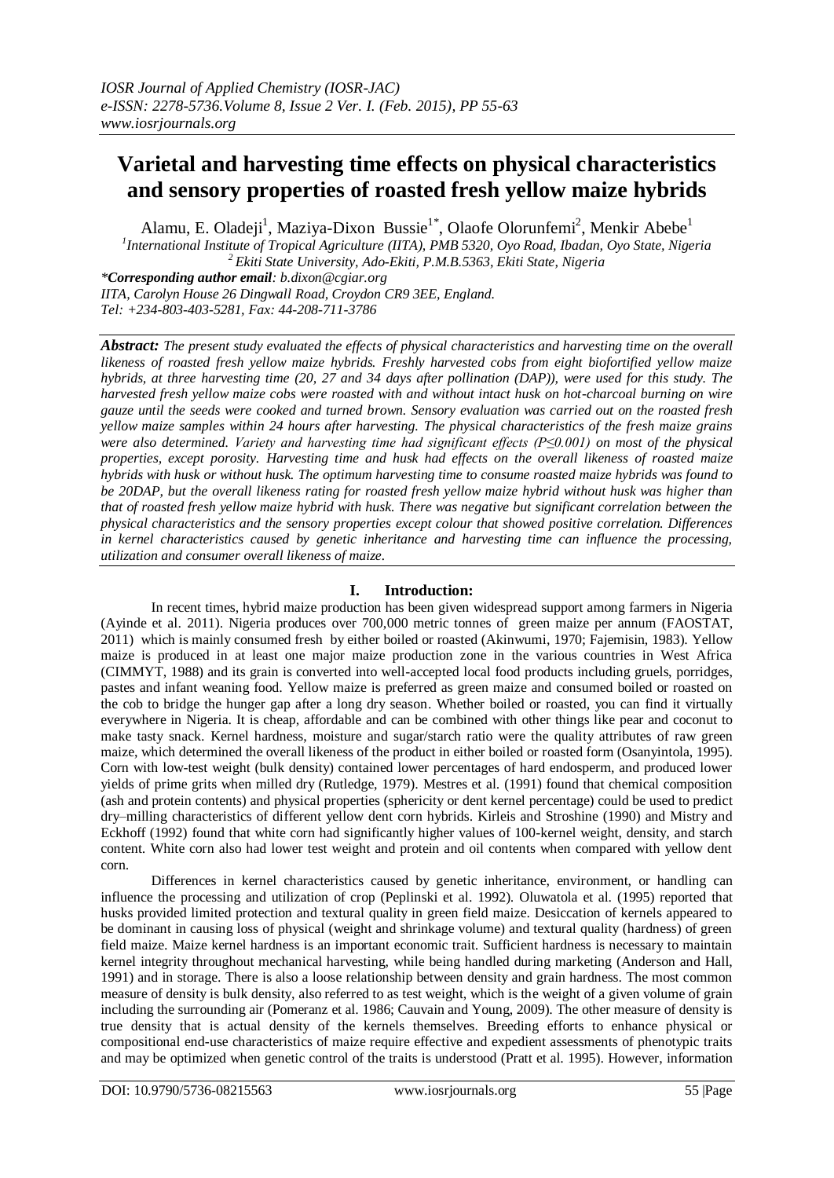# Varietal and harvesting time effects on physical characteristics and sensory properties of roasted fresh yellow maize hybrids

Alamu, E. Oladeji[1], Maziya-Dixon Bussie[1*], Olaofe Olorunfemi[2], Menkir Abebe[1]

[1]International Institute of Tropical Agriculture (IITA), PMB 5320, Oyo Road, Ibadan, Oyo State, Nigeria

[2] Ekiti State University, Ado-Ekiti, P.M.B.5363, Ekiti State, Nigeria

**\*Corresponding author email**: b.dixon@cgiar.org

IITA, Carolyn House 26 Dingwall Road, Croydon CR9 3EE, England.

Tel: +234-803-403-5281, Fax: 44-208-711-3786

***Abstract:*** *The present study evaluated the effects of physical characteristics and harvesting time on the overall likeness of roasted fresh yellow maize hybrids. Freshly harvested cobs from eight biofortified yellow maize hybrids, at three harvesting time (20, 27 and 34 days after pollination (DAP)), were used for this study. The harvested fresh yellow maize cobs were roasted with and without intact husk on hot-charcoal burning on wire gauze until the seeds were cooked and turned brown. Sensory evaluation was carried out on the roasted fresh yellow maize samples within 24 hours after harvesting. The physical characteristics of the fresh maize grains were also determined. Variety and harvesting time had significant effects ($P \leq 0.001$) on most of the physical properties, except porosity. Harvesting time and husk had effects on the overall likeness of roasted maize hybrids with husk or without husk. The optimum harvesting time to consume roasted maize hybrids was found to be 20DAP, but the overall likeness rating for roasted fresh yellow maize hybrid without husk was higher than that of roasted fresh yellow maize hybrid with husk. There was negative but significant correlation between the physical characteristics and the sensory properties except colour that showed positive correlation. Differences in kernel characteristics caused by genetic inheritance and harvesting time can influence the processing, utilization and consumer overall likeness of maize.*

## I. Introduction:

In recent times, hybrid maize production has been given widespread support among farmers in Nigeria (Ayinde et al. 2011). Nigeria produces over 700,000 metric tonnes of green maize per annum (FAOSTAT, 2011) which is mainly consumed fresh by either boiled or roasted (Akinwumi, 1970; Fajemisin, 1983). Yellow maize is produced in at least one major maize production zone in the various countries in West Africa (CIMMYT, 1988) and its grain is converted into well-accepted local food products including gruels, porridges, pastes and infant weaning food. Yellow maize is preferred as green maize and consumed boiled or roasted on the cob to bridge the hunger gap after a long dry season. Whether boiled or roasted, you can find it virtually everywhere in Nigeria. It is cheap, affordable and can be combined with other things like pear and coconut to make tasty snack. Kernel hardness, moisture and sugar/starch ratio were the quality attributes of raw green maize, which determined the overall likeness of the product in either boiled or roasted form (Osanyintola, 1995). Corn with low-test weight (bulk density) contained lower percentages of hard endosperm, and produced lower yields of prime grits when milled dry (Rutledge, 1979). Mestres et al. (1991) found that chemical composition (ash and protein contents) and physical properties (sphericity or dent kernel percentage) could be used to predict dry–milling characteristics of different yellow dent corn hybrids. Kirleis and Stroshine (1990) and Mistry and Eckhoff (1992) found that white corn had significantly higher values of 100-kernel weight, density, and starch content. White corn also had lower test weight and protein and oil contents when compared with yellow dent corn.

Differences in kernel characteristics caused by genetic inheritance, environment, or handling can influence the processing and utilization of crop (Peplinski et al. 1992). Oluwatola et al. (1995) reported that husks provided limited protection and textural quality in green field maize. Desiccation of kernels appeared to be dominant in causing loss of physical (weight and shrinkage volume) and textural quality (hardness) of green field maize. Maize kernel hardness is an important economic trait. Sufficient hardness is necessary to maintain kernel integrity throughout mechanical harvesting, while being handled during marketing (Anderson and Hall, 1991) and in storage. There is also a loose relationship between density and grain hardness. The most common measure of density is bulk density, also referred to as test weight, which is the weight of a given volume of grain including the surrounding air (Pomeranz et al. 1986; Cauvain and Young, 2009). The other measure of density is true density that is actual density of the kernels themselves. Breeding efforts to enhance physical or compositional end-use characteristics of maize require effective and expedient assessments of phenotypic traits and may be optimized when genetic control of the traits is understood (Pratt et al. 1995). However, information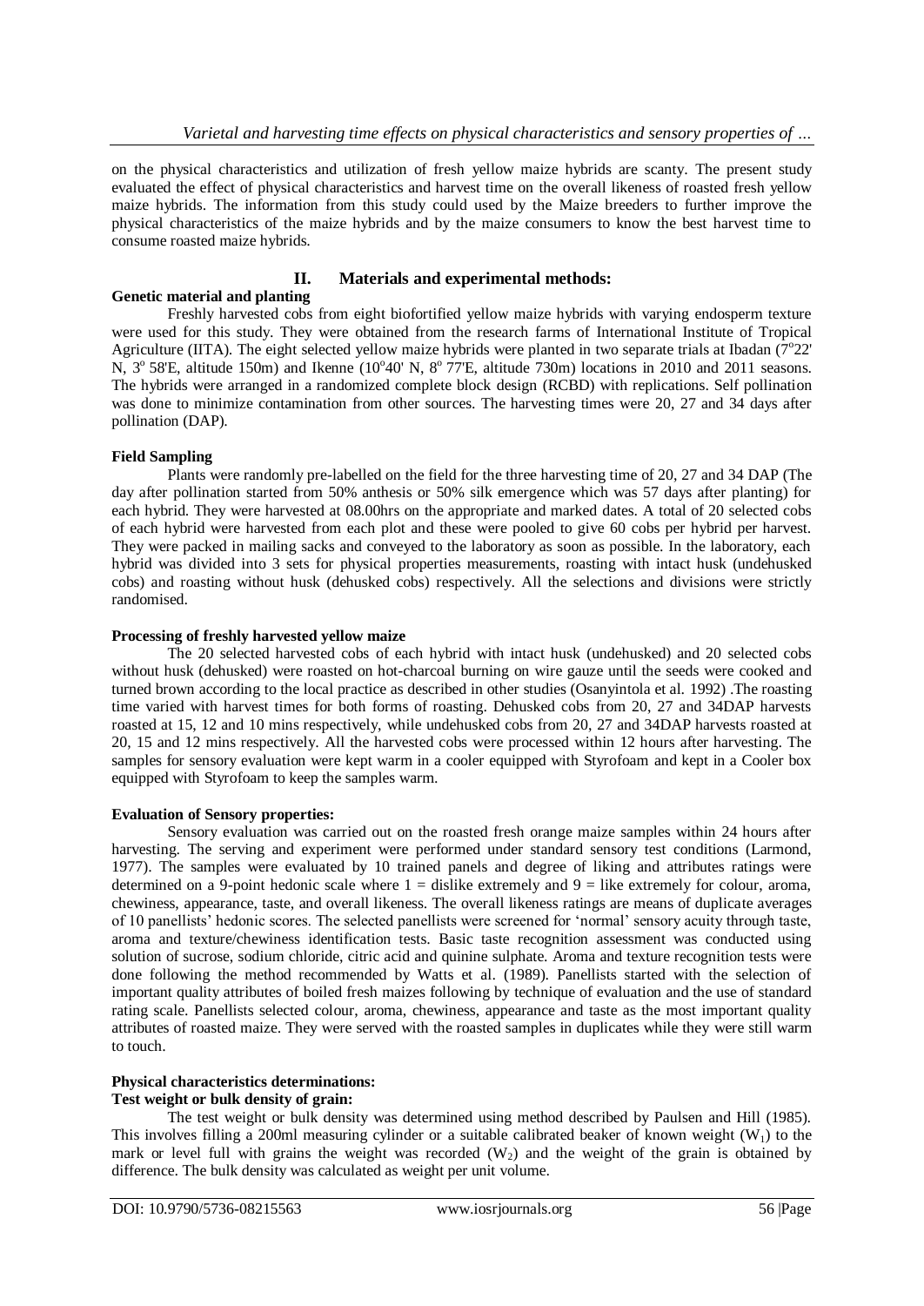on the physical characteristics and utilization of fresh yellow maize hybrids are scanty. The present study evaluated the effect of physical characteristics and harvest time on the overall likeness of roasted fresh yellow maize hybrids. The information from this study could used by the Maize breeders to further improve the physical characteristics of the maize hybrids and by the maize consumers to know the best harvest time to consume roasted maize hybrids.

## II. Materials and experimental methods:

**Genetic material and planting**

Freshly harvested cobs from eight biofortified yellow maize hybrids with varying endosperm texture were used for this study. They were obtained from the research farms of International Institute of Tropical Agriculture (IITA). The eight selected yellow maize hybrids were planted in two separate trials at Ibadan (7°22' N, 3° 58'E, altitude 150m) and Ikenne (10°40' N, 8° 77'E, altitude 730m) locations in 2010 and 2011 seasons. The hybrids were arranged in a randomized complete block design (RCBD) with replications. Self pollination was done to minimize contamination from other sources. The harvesting times were 20, 27 and 34 days after pollination (DAP).

**Field Sampling**

Plants were randomly pre-labelled on the field for the three harvesting time of 20, 27 and 34 DAP (The day after pollination started from 50% anthesis or 50% silk emergence which was 57 days after planting) for each hybrid. They were harvested at 08.00hrs on the appropriate and marked dates. A total of 20 selected cobs of each hybrid were harvested from each plot and these were pooled to give 60 cobs per hybrid per harvest. They were packed in mailing sacks and conveyed to the laboratory as soon as possible. In the laboratory, each hybrid was divided into 3 sets for physical properties measurements, roasting with intact husk (undehusked cobs) and roasting without husk (dehusked cobs) respectively. All the selections and divisions were strictly randomised.

**Processing of freshly harvested yellow maize**

The 20 selected harvested cobs of each hybrid with intact husk (undehusked) and 20 selected cobs without husk (dehusked) were roasted on hot-charcoal burning on wire gauze until the seeds were cooked and turned brown according to the local practice as described in other studies (Osanyintola et al. 1992) .The roasting time varied with harvest times for both forms of roasting. Dehusked cobs from 20, 27 and 34DAP harvests roasted at 15, 12 and 10 mins respectively, while undehusked cobs from 20, 27 and 34DAP harvests roasted at 20, 15 and 12 mins respectively. All the harvested cobs were processed within 12 hours after harvesting. The samples for sensory evaluation were kept warm in a cooler equipped with Styrofoam and kept in a Cooler box equipped with Styrofoam to keep the samples warm.

**Evaluation of Sensory properties:**

Sensory evaluation was carried out on the roasted fresh orange maize samples within 24 hours after harvesting. The serving and experiment were performed under standard sensory test conditions (Larmond, 1977). The samples were evaluated by 10 trained panels and degree of liking and attributes ratings were determined on a 9-point hedonic scale where 1 = dislike extremely and 9 = like extremely for colour, aroma, chewiness, appearance, taste, and overall likeness. The overall likeness ratings are means of duplicate averages of 10 panellists' hedonic scores. The selected panellists were screened for 'normal' sensory acuity through taste, aroma and texture/chewiness identification tests. Basic taste recognition assessment was conducted using solution of sucrose, sodium chloride, citric acid and quinine sulphate. Aroma and texture recognition tests were done following the method recommended by Watts et al. (1989). Panellists started with the selection of important quality attributes of boiled fresh maizes following by technique of evaluation and the use of standard rating scale. Panellists selected colour, aroma, chewiness, appearance and taste as the most important quality attributes of roasted maize. They were served with the roasted samples in duplicates while they were still warm to touch.

**Physical characteristics determinations:**

**Test weight or bulk density of grain:**

The test weight or bulk density was determined using method described by Paulsen and Hill (1985). This involves filling a 200ml measuring cylinder or a suitable calibrated beaker of known weight ($W_1$) to the mark or level full with grains the weight was recorded ($W_2$) and the weight of the grain is obtained by difference. The bulk density was calculated as weight per unit volume.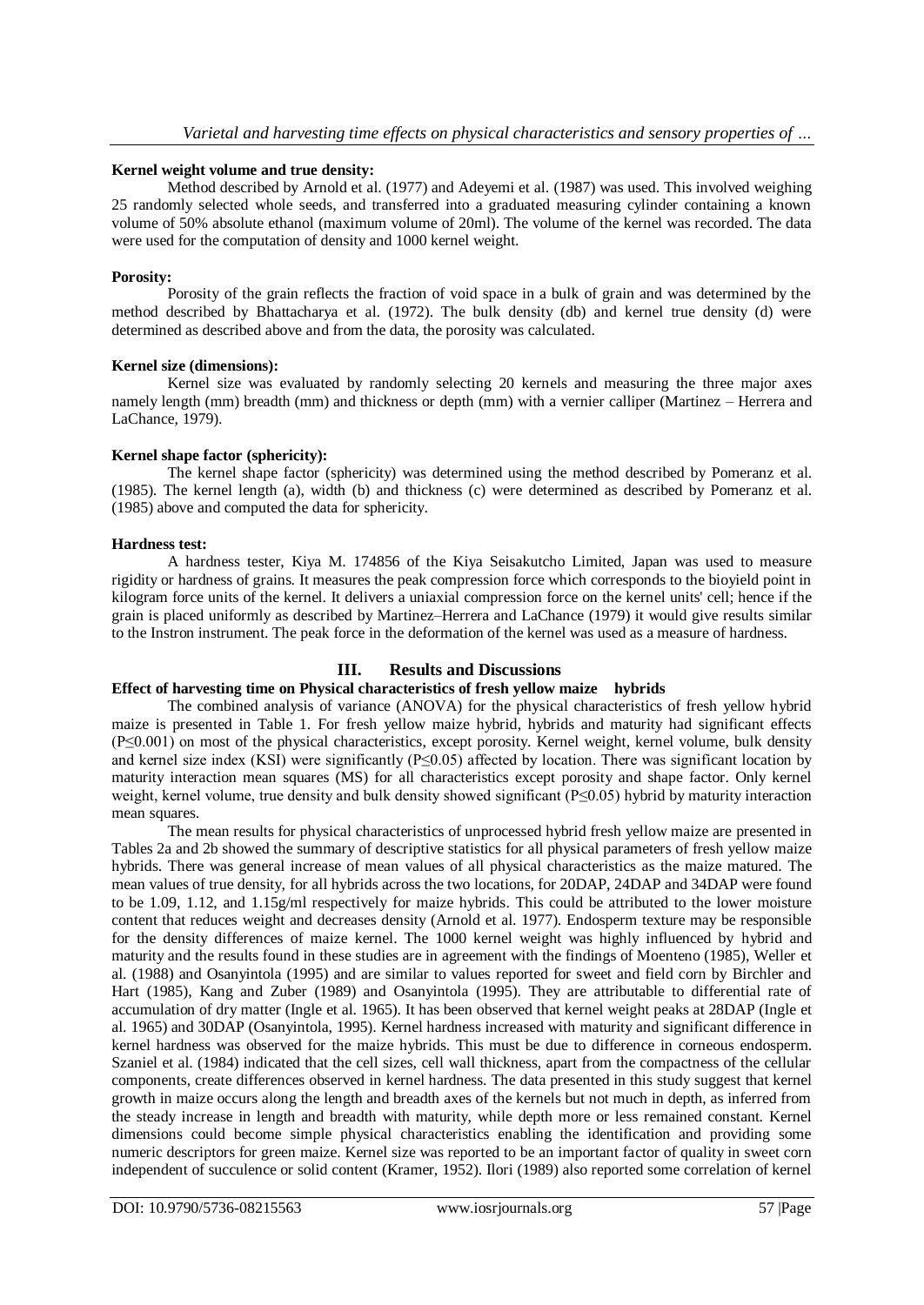**Kernel weight volume and true density:**

Method described by Arnold et al. (1977) and Adeyemi et al. (1987) was used. This involved weighing 25 randomly selected whole seeds, and transferred into a graduated measuring cylinder containing a known volume of 50% absolute ethanol (maximum volume of 20ml). The volume of the kernel was recorded. The data were used for the computation of density and 1000 kernel weight.

**Porosity:**

Porosity of the grain reflects the fraction of void space in a bulk of grain and was determined by the method described by Bhattacharya et al. (1972). The bulk density (db) and kernel true density (d) were determined as described above and from the data, the porosity was calculated.

**Kernel size (dimensions):**

Kernel size was evaluated by randomly selecting 20 kernels and measuring the three major axes namely length (mm) breadth (mm) and thickness or depth (mm) with a vernier calliper (Martinez – Herrera and LaChance, 1979).

**Kernel shape factor (sphericity):**

The kernel shape factor (sphericity) was determined using the method described by Pomeranz et al. (1985). The kernel length (a), width (b) and thickness (c) were determined as described by Pomeranz et al. (1985) above and computed the data for sphericity.

**Hardness test:**

A hardness tester, Kiya M. 174856 of the Kiya Seisakutcho Limited, Japan was used to measure rigidity or hardness of grains. It measures the peak compression force which corresponds to the bioyield point in kilogram force units of the kernel. It delivers a uniaxial compression force on the kernel units' cell; hence if the grain is placed uniformly as described by Martinez–Herrera and LaChance (1979) it would give results similar to the Instron instrument. The peak force in the deformation of the kernel was used as a measure of hardness.

## III. Results and Discussions

**Effect of harvesting time on Physical characteristics of fresh yellow maize hybrids**

The combined analysis of variance (ANOVA) for the physical characteristics of fresh yellow hybrid maize is presented in Table 1. For fresh yellow maize hybrid, hybrids and maturity had significant effects ($P \leq 0.001$) on most of the physical characteristics, except porosity. Kernel weight, kernel volume, bulk density and kernel size index (KSI) were significantly ($P \leq 0.05$) affected by location. There was significant location by maturity interaction mean squares (MS) for all characteristics except porosity and shape factor. Only kernel weight, kernel volume, true density and bulk density showed significant ($P \leq 0.05$) hybrid by maturity interaction mean squares.

The mean results for physical characteristics of unprocessed hybrid fresh yellow maize are presented in Tables 2a and 2b showed the summary of descriptive statistics for all physical parameters of fresh yellow maize hybrids. There was general increase of mean values of all physical characteristics as the maize matured. The mean values of true density, for all hybrids across the two locations, for 20DAP, 24DAP and 34DAP were found to be 1.09, 1.12, and 1.15g/ml respectively for maize hybrids. This could be attributed to the lower moisture content that reduces weight and decreases density (Arnold et al. 1977). Endosperm texture may be responsible for the density differences of maize kernel. The 1000 kernel weight was highly influenced by hybrid and maturity and the results found in these studies are in agreement with the findings of Moenteno (1985), Weller et al. (1988) and Osanyintola (1995) and are similar to values reported for sweet and field corn by Birchler and Hart (1985), Kang and Zuber (1989) and Osanyintola (1995). They are attributable to differential rate of accumulation of dry matter (Ingle et al. 1965). It has been observed that kernel weight peaks at 28DAP (Ingle et al. 1965) and 30DAP (Osanyintola, 1995). Kernel hardness increased with maturity and significant difference in kernel hardness was observed for the maize hybrids. This must be due to difference in corneous endosperm. Szaniel et al. (1984) indicated that the cell sizes, cell wall thickness, apart from the compactness of the cellular components, create differences observed in kernel hardness. The data presented in this study suggest that kernel growth in maize occurs along the length and breadth axes of the kernels but not much in depth, as inferred from the steady increase in length and breadth with maturity, while depth more or less remained constant. Kernel dimensions could become simple physical characteristics enabling the identification and providing some numeric descriptors for green maize. Kernel size was reported to be an important factor of quality in sweet corn independent of succulence or solid content (Kramer, 1952). Ilori (1989) also reported some correlation of kernel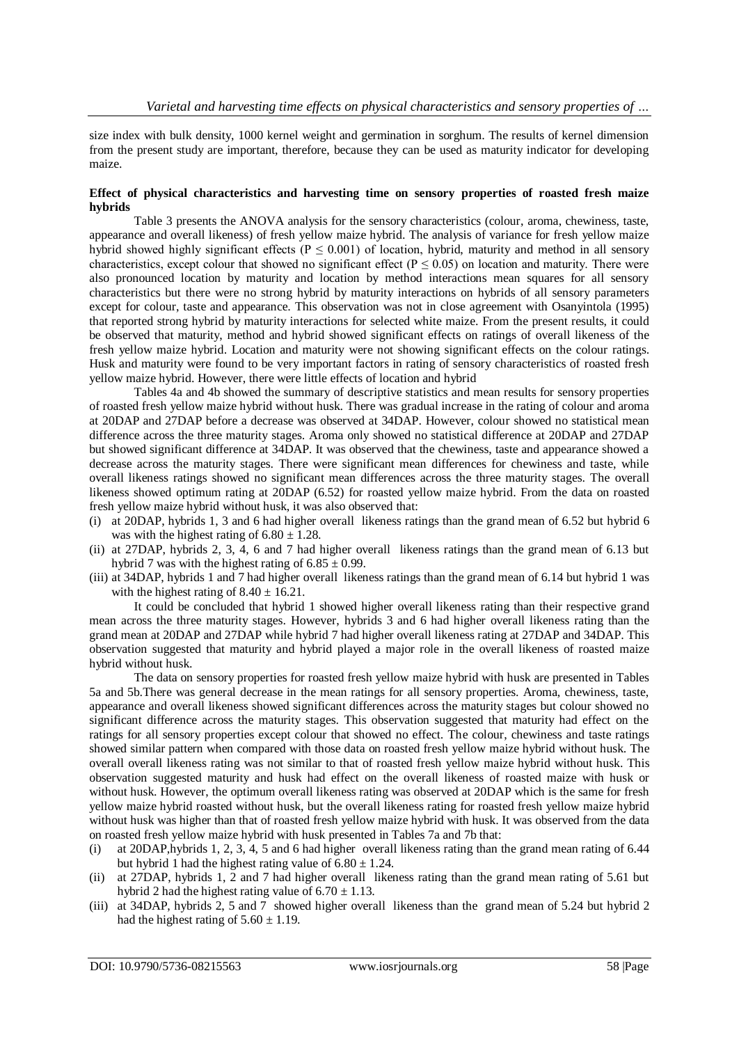size index with bulk density, 1000 kernel weight and germination in sorghum. The results of kernel dimension from the present study are important, therefore, because they can be used as maturity indicator for developing maize.

**Effect of physical characteristics and harvesting time on sensory properties of roasted fresh maize hybrids**

Table 3 presents the ANOVA analysis for the sensory characteristics (colour, aroma, chewiness, taste, appearance and overall likeness) of fresh yellow maize hybrid. The analysis of variance for fresh yellow maize hybrid showed highly significant effects ($P \leq 0.001$) of location, hybrid, maturity and method in all sensory characteristics, except colour that showed no significant effect ($P \leq 0.05$) on location and maturity. There were also pronounced location by maturity and location by method interactions mean squares for all sensory characteristics but there were no strong hybrid by maturity interactions on hybrids of all sensory parameters except for colour, taste and appearance. This observation was not in close agreement with Osanyintola (1995) that reported strong hybrid by maturity interactions for selected white maize. From the present results, it could be observed that maturity, method and hybrid showed significant effects on ratings of overall likeness of the fresh yellow maize hybrid. Location and maturity were not showing significant effects on the colour ratings. Husk and maturity were found to be very important factors in rating of sensory characteristics of roasted fresh yellow maize hybrid. However, there were little effects of location and hybrid

Tables 4a and 4b showed the summary of descriptive statistics and mean results for sensory properties of roasted fresh yellow maize hybrid without husk. There was gradual increase in the rating of colour and aroma at 20DAP and 27DAP before a decrease was observed at 34DAP. However, colour showed no statistical mean difference across the three maturity stages. Aroma only showed no statistical difference at 20DAP and 27DAP but showed significant difference at 34DAP. It was observed that the chewiness, taste and appearance showed a decrease across the maturity stages. There were significant mean differences for chewiness and taste, while overall likeness ratings showed no significant mean differences across the three maturity stages. The overall likeness showed optimum rating at 20DAP (6.52) for roasted yellow maize hybrid. From the data on roasted fresh yellow maize hybrid without husk, it was also observed that:

(i) at 20DAP, hybrids 1, 3 and 6 had higher overall likeness ratings than the grand mean of 6.52 but hybrid 6 was with the highest rating of $6.80 \pm 1.28$.
(ii) at 27DAP, hybrids 2, 3, 4, 6 and 7 had higher overall likeness ratings than the grand mean of 6.13 but hybrid 7 was with the highest rating of $6.85 \pm 0.99$.
(iii) at 34DAP, hybrids 1 and 7 had higher overall likeness ratings than the grand mean of 6.14 but hybrid 1 was with the highest rating of $8.40 \pm 16.21$.

It could be concluded that hybrid 1 showed higher overall likeness rating than their respective grand mean across the three maturity stages. However, hybrids 3 and 6 had higher overall likeness rating than the grand mean at 20DAP and 27DAP while hybrid 7 had higher overall likeness rating at 27DAP and 34DAP. This observation suggested that maturity and hybrid played a major role in the overall likeness of roasted maize hybrid without husk.

The data on sensory properties for roasted fresh yellow maize hybrid with husk are presented in Tables 5a and 5b.There was general decrease in the mean ratings for all sensory properties. Aroma, chewiness, taste, appearance and overall likeness showed significant differences across the maturity stages but colour showed no significant difference across the maturity stages. This observation suggested that maturity had effect on the ratings for all sensory properties except colour that showed no effect. The colour, chewiness and taste ratings showed similar pattern when compared with those data on roasted fresh yellow maize hybrid without husk. The overall overall likeness rating was not similar to that of roasted fresh yellow maize hybrid without husk. This observation suggested maturity and husk had effect on the overall likeness of roasted maize with husk or without husk. However, the optimum overall likeness rating was observed at 20DAP which is the same for fresh yellow maize hybrid roasted without husk, but the overall likeness rating for roasted fresh yellow maize hybrid without husk was higher than that of roasted fresh yellow maize hybrid with husk. It was observed from the data on roasted fresh yellow maize hybrid with husk presented in Tables 7a and 7b that:

(i) at 20DAP,hybrids 1, 2, 3, 4, 5 and 6 had higher overall likeness rating than the grand mean rating of 6.44 but hybrid 1 had the highest rating value of $6.80 \pm 1.24$.
(ii) at 27DAP, hybrids 1, 2 and 7 had higher overall likeness rating than the grand mean rating of 5.61 but hybrid 2 had the highest rating value of $6.70 \pm 1.13$.
(iii) at 34DAP, hybrids 2, 5 and 7 showed higher overall likeness than the grand mean of 5.24 but hybrid 2 had the highest rating of $5.60 \pm 1.19$.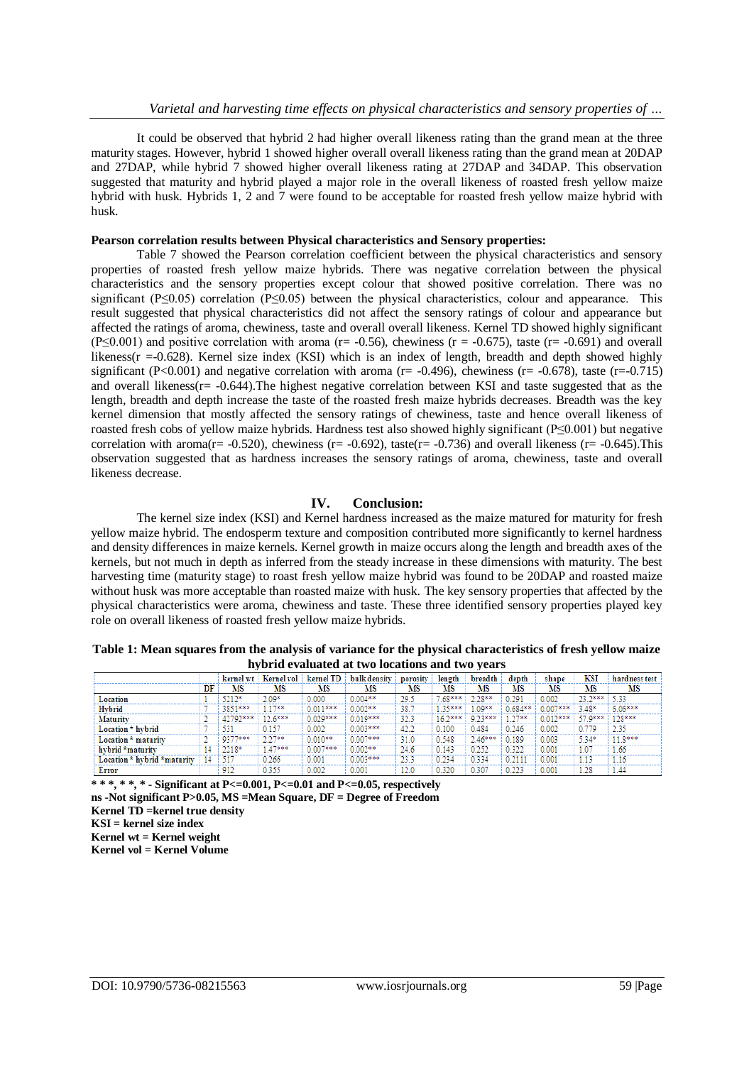It could be observed that hybrid 2 had higher overall likeness rating than the grand mean at the three maturity stages. However, hybrid 1 showed higher overall overall likeness rating than the grand mean at 20DAP and 27DAP, while hybrid 7 showed higher overall likeness rating at 27DAP and 34DAP. This observation suggested that maturity and hybrid played a major role in the overall likeness of roasted fresh yellow maize hybrid with husk. Hybrids 1, 2 and 7 were found to be acceptable for roasted fresh yellow maize hybrid with husk.

**Pearson correlation results between Physical characteristics and Sensory properties:**

Table 7 showed the Pearson correlation coefficient between the physical characteristics and sensory properties of roasted fresh yellow maize hybrids. There was negative correlation between the physical characteristics and the sensory properties except colour that showed positive correlation. There was no significant (P≤0.05) correlation (P≤0.05) between the physical characteristics, colour and appearance. This result suggested that physical characteristics did not affect the sensory ratings of colour and appearance but affected the ratings of aroma, chewiness, taste and overall overall likeness. Kernel TD showed highly significant (P≤0.001) and positive correlation with aroma (r= -0.56), chewiness (r = -0.675), taste (r= -0.691) and overall likeness(r =-0.628). Kernel size index (KSI) which is an index of length, breadth and depth showed highly significant (P<0.001) and negative correlation with aroma (r= -0.496), chewiness (r= -0.678), taste (r=-0.715) and overall likeness(r= -0.644).The highest negative correlation between KSI and taste suggested that as the length, breadth and depth increase the taste of the roasted fresh maize hybrids decreases. Breadth was the key kernel dimension that mostly affected the sensory ratings of chewiness, taste and hence overall likeness of roasted fresh cobs of yellow maize hybrids. Hardness test also showed highly significant (P≤0.001) but negative correlation with aroma(r= -0.520), chewiness (r= -0.692), taste(r= -0.736) and overall likeness (r= -0.645).This observation suggested that as hardness increases the sensory ratings of aroma, chewiness, taste and overall likeness decrease.

## IV. Conclusion:

The kernel size index (KSI) and Kernel hardness increased as the maize matured for maturity for fresh yellow maize hybrid. The endosperm texture and composition contributed more significantly to kernel hardness and density differences in maize kernels. Kernel growth in maize occurs along the length and breadth axes of the kernels, but not much in depth as inferred from the steady increase in these dimensions with maturity. The best harvesting time (maturity stage) to roast fresh yellow maize hybrid was found to be 20DAP and roasted maize without husk was more acceptable than roasted maize with husk. The key sensory properties that affected by the physical characteristics were aroma, chewiness and taste. These three identified sensory properties played key role on overall likeness of roasted fresh yellow maize hybrids.

**Table 1: Mean squares from the analysis of variance for the physical characteristics of fresh yellow maize hybrid evaluated at two locations and two years**

| | | kernel wt | Kernel vol | kernel TD | bulk density | porosity | length | breadth | depth | shape | KSI | hardness test |
|---|---|---|---|---|---|---|---|---|---|---|---|---|
| | DF | MS | MS | MS | MS | MS | MS | MS | MS | MS | MS | MS |
| Location | 1 | 5212* | 2.09* | 0.000 | 0.004** | 29.5 | 7.68*** | 2.28** | 0.291 | 0.002 | 23.2*** | 5.33 |
| Hybrid | 7 | 3851*** | 1.17** | 0.011*** | 0.002** | 38.7 | 1.35*** | 1.09** | 0.684** | 0.007*** | 3.48* | 6.06*** |
| Maturity | 2 | 42792*** | 12.6*** | 0.029*** | 0.019*** | 32.3 | 16.2*** | 9.23*** | 1.27** | 0.012*** | 57.9*** | 128*** |
| Location * hybrid | 7 | 551 | 0.157 | 0.002 | 0.003*** | 42.2 | 0.100 | 0.484 | 0.246 | 0.002 | 0.779 | 2.35 |
| Location * maturity | 2 | 9377*** | 2.27** | 0.010** | 0.007*** | 31.0 | 0.548 | 2.46*** | 0.189 | 0.003 | 5.34* | 11.8*** |
| hybrid *maturity | 14 | 2218* | 1.47*** | 0.007*** | 0.002** | 24.6 | 0.143 | 0.252 | 0.322 | 0.001 | 1.07 | 1.66 |
| Location * hybrid *maturity | 14 | 517 | 0.266 | 0.001 | 0.003*** | 23.3 | 0.234 | 0.334 | 0.2111 | 0.001 | 1.13 | 1.16 |
| Error | | 912 | 0.355 | 0.002 | 0.001 | 12.0 | 0.320 | 0.307 | 0.223 | 0.001 | 1.28 | 1.44 |

**\* \* \*, \* \*, \* - Significant at P<=0.001, P<=0.01 and P<=0.05, respectively**
**ns -Not significant P>0.05, MS =Mean Square, DF = Degree of Freedom**
**Kernel TD =kernel true density**
**KSI = kernel size index**
**Kernel wt = Kernel weight**
**Kernel vol = Kernel Volume**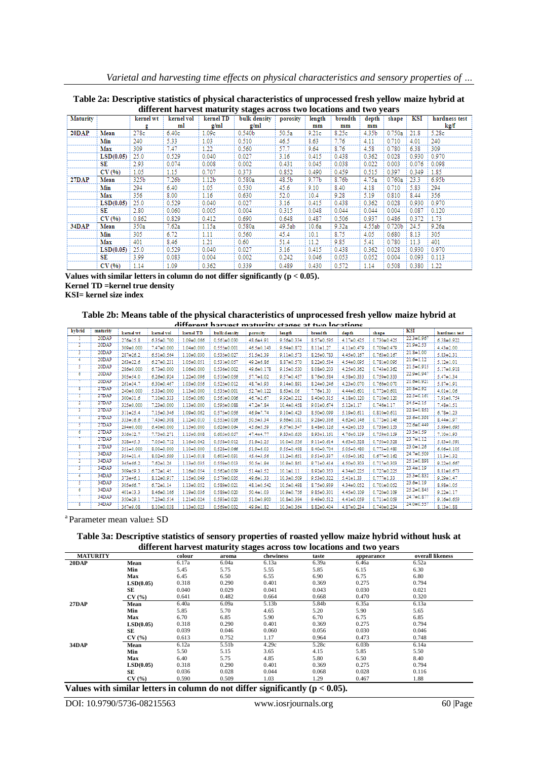**Table 2a: Descriptive statistics of physical characteristics of unprocessed fresh yellow maize hybrid at different harvest maturity stages across two locations and two years**

| Maturity | | kernel wt g | kernel vol ml | kernel TD g/ml | bulk density g/ml | porosity | length mm | breadth mm | depth mm | shape | KSI | hardness test kg/f |
|---|---|---|---|---|---|---|---|---|---|---|---|---|
| **20DAP** | **Mean** | 278c | 6.40c | 1.09c | 0.540b | 50.5a | 9.21c | 8.25c | 4.35b | 0.750a | 21.8 | 5.28c |
| | **Min** | 240 | 5.33 | 1.03 | 0.510 | 46.5 | 8.63 | 7.76 | 4.11 | 0.710 | 4.01 | 240 |
| | **Max** | 309 | 7.47 | 1.22 | 0.560 | 57.7 | 9.64 | 8.76 | 4.58 | 0.780 | 6.38 | 309 |
| | **LSD(0.05)** | 25.0 | 0.529 | 0.040 | 0.027 | 3.16 | 0.415 | 0.438 | 0.362 | 0.028 | 0.930 | 0.970 |
| | **SE** | 2.93 | 0.074 | 0.008 | 0.002 | 0.431 | 0.045 | 0.038 | 0.022 | 0.003 | 0.076 | 0.098 |
| | **CV (%)** | 1.05 | 1.15 | 0.707 | 0.373 | 0.852 | 0.490 | 0.459 | 0.515 | 0.397 | 0.349 | 1.85 |
| **27DAP** | **Mean** | 325b | 7.26b | 1.12b | 0.580a | 48.5b | 9.77b | 8.76b | 4.75a | 0.760a | 23.3 | 6.95b |
| | **Min** | 294 | 6.40 | 1.05 | 0.530 | 45.6 | 9.10 | 8.40 | 4.18 | 0.710 | 5.83 | 294 |
| | **Max** | 356 | 8.00 | 1.16 | 0.630 | 52.0 | 10.4 | 9.28 | 5.19 | 0.810 | 8.44 | 356 |
| | **LSD(0.05)** | 25.0 | 0.529 | 0.040 | 0.027 | 3.16 | 0.415 | 0.438 | 0.362 | 0.028 | 0.930 | 0.970 |
| | **SE** | 2.80 | 0.060 | 0.005 | 0.004 | 0.315 | 0.048 | 0.044 | 0.044 | 0.004 | 0.087 | 0.120 |
| | **CV (%)** | 0.862 | 0.829 | 0.412 | 0.690 | 0.648 | 0.487 | 0.506 | 0.937 | 0.486 | 0.372 | 1.73 |
| **34DAP** | **Mean** | 350a | 7.62a | 1.15a | 0.580a | 49.5ab | 10.6a | 9.32a | 4.55ab | 0.720b | 24.5 | 9.26a |
| | **Min** | 305 | 6.72 | 1.11 | 0.560 | 45.4 | 10.1 | 8.75 | 4.05 | 0.680 | 8.13 | 305 |
| | **Max** | 401 | 8.46 | 1.21 | 0.60 | 51.4 | 11.2 | 9.85 | 5.41 | 0.780 | 11.3 | 401 |
| | **LSD(0.05)** | 25.0 | 0.529 | 0.040 | 0.027 | 3.16 | 0.415 | 0.438 | 0.362 | 0.028 | 0.930 | 0.970 |
| | **SE** | 3.99 | 0.083 | 0.004 | 0.002 | 0.242 | 0.046 | 0.053 | 0.052 | 0.004 | 0.093 | 0.113 |
| | **CV (%)** | 1.14 | 1.09 | 0.362 | 0.339 | 0.489 | 0.430 | 0.572 | 1.14 | 0.508 | 0.380 | 1.22 |

**Values with similar letters in column do not differ significantly ($p < 0.05$).**
**Kernel TD =kernel true density**
**KSI= kernel size index**

**Table 2b: Means table of the physical characteristics of unprocessed fresh yellow maize hybrid at different harvest maturity stages at two locations**

| hybrid | maturity | kernel wt | kernel vol | kernel TD | bulk density | porosity | length | breadth | depth | shape | KSI | hardness test |
|---|---|---|---|---|---|---|---|---|---|---|---|---|
| 1 | 20DAP | 276±15.8 | 6.35±0.700 | 1.09±0.066 | 0.561±0.030 | 48.6±4.91 | 9.56±0.334 | 8.57±0.595 | 4.17±0.425 | 0.730±0.425 | 22.3±0.967 | 6.38±0.922 |
| 2 | 20DAP | 309±0.000 | 7.47±0.000 | 1.04±0.000 | 0.555±0.001 | 46.5±0.145 | 9.64±0.872 | 8.11±1.27 | 4.11±0.479 | 0.709±0.479 | 21.5±2.53 | 4.43±2.00 |
| 3 | 20DAP | 287±26.2 | 6.51±0.564 | 1.10±0.030 | 0.533±0.027 | 51.5±2.39 | 9.11±0.573 | 8.25±0.783 | 4.45±0.167 | 0.763±0.167 | 21.8±1.00 | 5.83±2.31 |
| 4 | 20DAP | 263±22.6 | 6.27±0.231 | 1.05±0.031 | 0.533±0.057 | 49.2±6.86 | 8.87±0.570 | 8.22±0.594 | 4.54±0.095 | 0.781±0.095 | 21.6±1.12 | 5.12±1.01 |
| 5 | 20DAP | 286±0.000 | 6.73±0.000 | 1.06±0.000 | 0.536±0.002 | 49.6±0.178 | 9.15±0.530 | 8.08±0.203 | 4.25±0.362 | 0.743±0.362 | 21.5±0.915 | 5.17±0.918 |
| 6 | 20DAP | 305±54.0 | 6.26±0.924 | 1.22±0.096 | 0.510±0.056 | 57.7±8.02 | 9.57±0.457 | 8.76±0.584 | 4.58±0.333 | 0.759±0.333 | 22.9±0.947 | 5.47±1.34 |
| 7 | 20DAP | 261±34.7 | 6.30±0.467 | 1.03±0.036 | 0.525±0.012 | 48.7±3.93 | 9.14±0.891 | 8.24±0.246 | 4.23±0.070 | 0.766±0.070 | 21.6±0.921 | 5.37±1.91 |
| 8 | 27DAP | 240±0.000 | 5.33±0.000 | 1.13±0.000 | 0.535±0.001 | 52.7±0.122 | 8.63±1.06 | 7.76±1.30 | 4.44±0.601 | 0.772±0.601 | 20.8±2.92 | 4.01±1.06 |
| 1 | 27DAP | 300±31.6 | 7.10±0.333 | 1.05±0.080 | 0.561±0.006 | 46.7±2.67 | 9.92±0.212 | 8.40±0.315 | 4.18±0.120 | 0.710±0.120 | 22.3±0.181 | 7.91±0.754 |
| 2 | 27DAP | 325±0.000 | 7.23±0.000 | 1.13±0.000 | 0.595±0.088 | 47.2±7.84 | 10.4±0.458 | 9.01±0.674 | 5.12±1.17 | 0.746±1.17 | 24.5±2.15 | 7.48±1.51 |
| 3 | 27DAP | 311±25.4 | 7.15±0.346 | 1.09±0.082 | 0.575±0.056 | 46.9±7.74 | 9.10±0.423 | 8.50±0.099 | 5.19±0.611 | 0.810±0.611 | 22.8±0.851 | 6.78±1.23 |
| 4 | 27DAP | 333±16.6 | 7.43±0.308 | 1.12±0.010 | 0.555±0.036 | 50.5±3.34 | 9.86±0.181 | 9.28±0.336 | 4.62±0.146 | 0.772±0.146 | 23.6±0.394 | 8.44±1.97 |
| 5 | 27DAP | 294±0.000 | 6.40±0.000 | 1.15±0.000 | 0.626±0.064 | 45.6±5.59 | 9.67±0.347 | 8.48±0.126 | 4.42±0.153 | 0.733±0.153 | 22.6±0.449 | 5.99±0.093 |
| 6 | 27DAP | 356±12.7 | 7.73±0.271 | 1.15±0.008 | 0.605±0.057 | 47.4±4.77 | 9.83±0.650 | 8.93±1.161 | 4.76±0.159 | 0.759±0.159 | 23.3±1.59 | 7.10±1.93 |
| 7 | 27DAP | 338±43.3 | 7.05±0.712 | 1.16±0.042 | 0.554±0.012 | 51.9±2.25 | 10.0±0.536 | 9.11±0.614 | 4.63±0.328 | 0.756±0.328 | 23.7±1.12 | 5.83±0.591 |
| 8 | 27DAP | 351±0.000 | 8.00±0.000 | 1.10±0.000 | 0.526±0.066 | 51.9±6.03 | 9.55±0.488 | 8.40±0.704 | 5.05±0.480 | 0.773±0.480 | 23.6±1.26 | 6.06±0.105 |
| 1 | 34DAP | 354±21.4 | 8.02±0.590 | 1.11±0.018 | 0.603±0.031 | 45.4±3.56 | 11.2±0.651 | 9.51±0.337 | 4.05±0.162 | 0.677±0.162 | 24.7±0.509 | 11.3±1.32 |
| 2 | 34DAP | 345±66.2 | 7.62±1.26 | 1.13±0.035 | 0.556±0.013 | 50.5±1.94 | 10.9±0.861 | 9.71±0.414 | 4.50±0.303 | 0.717±0.303 | 25.1±0.898 | 9.22±0.667 |
| 3 | 34DAP | 309±59.3 | 6.72±1.45 | 1.16±0.034 | 0.562±0.039 | 51.4±3.52 | 10.1±1.11 | 8.92±0.353 | 4.34±0.225 | 0.727±0.225 | 23.4±1.19 | 8.81±0.673 |
| 4 | 34DAP | 373±46.1 | 8.12±0.917 | 1.15±0.049 | 0.578±0.035 | 49.6±1.33 | 10.3±0.509 | 9.53±0.322 | 5.41±1.33 | 0.777±1.33 | 25.5±0.832 | 9.29±1.47 |
| 5 | 34DAP | 305±66.7 | 6.72±1.14 | 1.13±0.052 | 0.589±0.021 | 48.1±0.542 | 10.5±0.498 | 8.75±0.899 | 4.34±0.052 | 0.701±0.052 | 23.6±1.19 | 8.98±1.05 |
| 6 | 34DAP | 401±13.3 | 8.46±0.166 | 1.19±0.036 | 0.589±0.020 | 50.4±1.03 | 10.9±0.756 | 9.85±0.301 | 4.45±0.109 | 0.720±0.109 | 25.2±0.845 | 9.22±1.17 |
| 7 | 34DAP | 350±29.1 | 7.23±0.514 | 1.21±0.024 | 0.593±0.020 | 51.0±0.900 | 10.8±0.394 | 9.49±0.512 | 4.41±0.059 | 0.711±0.059 | 24.7±0.877 | 9.16±0.659 |
| 8 | 34DAP | 367±9.08 | 8.10±0.038 | 1.13±0.023 | 0.569±0.032 | 49.9±1.82 | 10.3±0.364 | 8.82±0.404 | 4.87±0.234 | 0.740±0.234 | 24.0±0.557 | 8.13±1.88 |

[a] Parameter mean value± SD

**Table 3a: Descriptive statistics of sensory properties of roasted yellow maize hybrid without husk at different harvest maturity stages across tow locations and two years**

| MATURITY | | colour | aroma | chewiness | taste | appearance | overall likeness |
|---|---|---|---|---|---|---|---|
| **20DAP** | **Mean** | 6.17a | 6.04a | 6.13a | 6.39a | 6.46a | 6.52a |
| | **Min** | 5.45 | 5.75 | 5.55 | 5.85 | 6.15 | 6.30 |
| | **Max** | 6.45 | 6.50 | 6.55 | 6.90 | 6.75 | 6.80 |
| | **LSD(0.05)** | 0.318 | 0.290 | 0.401 | 0.369 | 0.275 | 0.794 |
| | **SE** | 0.040 | 0.029 | 0.041 | 0.043 | 0.030 | 0.021 |
| | **CV (%)** | 0.641 | 0.482 | 0.664 | 0.668 | 0.470 | 0.320 |
| **27DAP** | **Mean** | 6.40a | 6.09a | 5.13b | 5.84b | 6.35a | 6.13a |
| | **Min** | 5.85 | 5.70 | 4.65 | 5.20 | 5.90 | 5.65 |
| | **Max** | 6.70 | 6.85 | 5.90 | 6.70 | 6.75 | 6.85 |
| | **LSD(0.05)** | 0.318 | 0.290 | 0.401 | 0.369 | 0.275 | 0.794 |
| | **SE** | 0.039 | 0.046 | 0.060 | 0.056 | 0.030 | 0.046 |
| | **CV (%)** | 0.613 | 0.752 | 1.17 | 0.964 | 0.473 | 0.748 |
| **34DAP** | **Mean** | 6.12a | 5.51b | 4.29c | 5.28c | 6.03b | 6.14a |
| | **Min** | 5.50 | 5.15 | 3.65 | 4.15 | 5.85 | 5.50 |
| | **Max** | 6.40 | 5.75 | 4.85 | 5.80 | 6.50 | 8.40 |
| | **LSD(0.05)** | 0.318 | 0.290 | 0.401 | 0.369 | 0.275 | 0.794 |
| | **SE** | 0.036 | 0.028 | 0.044 | 0.068 | 0.028 | 0.116 |
| | **CV (%)** | 0.590 | 0.509 | 1.03 | 1.29 | 0.467 | 1.88 |

**Values with similar letters in column do not differ significantly ($p < 0.05$).**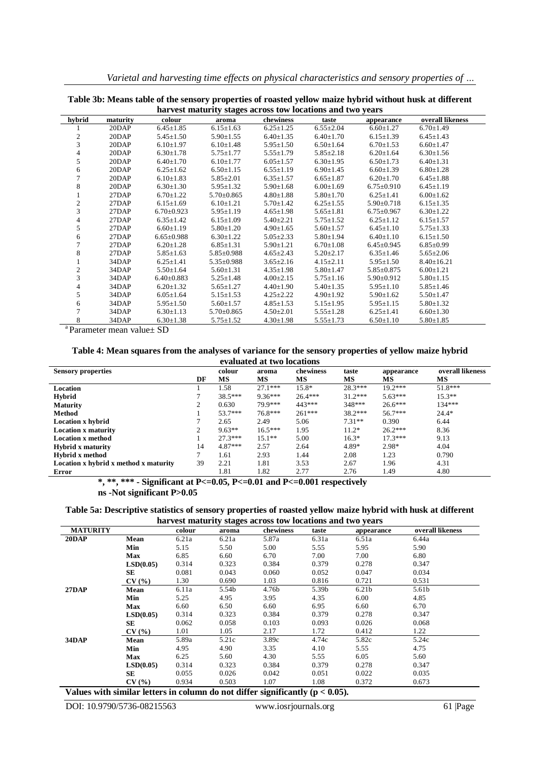**Table 3b: Means table of the sensory properties of roasted yellow maize hybrid without husk at different harvest maturity stages across tow locations and two years**

| hybrid | maturity | colour | aroma | chewiness | taste | appearance | overall likeness |
|---|---|---|---|---|---|---|---|
| 1 | 20DAP | 6.45±1.85 | 6.15±1.63 | 6.25±1.25 | 6.55±2.04 | 6.60±1.27 | 6.70±1.49 |
| 2 | 20DAP | 5.45±1.50 | 5.90±1.55 | 6.40±1.35 | 6.40±1.70 | 6.15±1.39 | 6.45±1.43 |
| 3 | 20DAP | 6.10±1.97 | 6.10±1.48 | 5.95±1.50 | 6.50±1.64 | 6.70±1.53 | 6.60±1.47 |
| 4 | 20DAP | 6.30±1.78 | 5.75±1.77 | 5.55±1.79 | 5.85±2.18 | 6.20±1.64 | 6.30±1.56 |
| 5 | 20DAP | 6.40±1.70 | 6.10±1.77 | 6.05±1.57 | 6.30±1.95 | 6.50±1.73 | 6.40±1.31 |
| 6 | 20DAP | 6.25±1.62 | 6.50±1.15 | 6.55±1.19 | 6.90±1.45 | 6.60±1.39 | 6.80±1.28 |
| 7 | 20DAP | 6.10±1.83 | 5.85±2.01 | 6.35±1.57 | 6.65±1.87 | 6.20±1.70 | 6.45±1.88 |
| 8 | 20DAP | 6.30±1.30 | 5.95±1.32 | 5.90±1.68 | 6.00±1.69 | 6.75±0.910 | 6.45±1.19 |
| 1 | 27DAP | 6.70±1.22 | 5.70±0.865 | 4.80±1.88 | 5.80±1.70 | 6.25±1.41 | 6.00±1.62 |
| 2 | 27DAP | 6.15±1.69 | 6.10±1.21 | 5.70±1.42 | 6.25±1.55 | 5.90±0.718 | 6.15±1.35 |
| 3 | 27DAP | 6.70±0.923 | 5.95±1.19 | 4.65±1.98 | 5.65±1.81 | 6.75±0.967 | 6.30±1.22 |
| 4 | 27DAP | 6.35±1.42 | 6.15±1.09 | 5.40±2.21 | 5.75±1.52 | 6.25±1.12 | 6.15±1.57 |
| 5 | 27DAP | 6.60±1.19 | 5.80±1.20 | 4.90±1.65 | 5.60±1.57 | 6.45±1.10 | 5.75±1.33 |
| 6 | 27DAP | 6.65±0.988 | 6.30±1.22 | 5.05±2.33 | 5.80±1.94 | 6.40±1.10 | 6.15±1.50 |
| 7 | 27DAP | 6.20±1.28 | 6.85±1.31 | 5.90±1.21 | 6.70±1.08 | 6.45±0.945 | 6.85±0.99 |
| 8 | 27DAP | 5.85±1.63 | 5.85±0.988 | 4.65±2.43 | 5.20±2.17 | 6.35±1.46 | 5.65±2.06 |
| 1 | 34DAP | 6.25±1.41 | 5.35±0.988 | 3.65±2.16 | 4.15±2.11 | 5.95±1.50 | 8.40±16.21 |
| 2 | 34DAP | 5.50±1.64 | 5.60±1.31 | 4.35±1.98 | 5.80±1.47 | 5.85±0.875 | 6.00±1.21 |
| 3 | 34DAP | 6.40±0.883 | 5.25±1.48 | 4.00±2.15 | 5.75±1.16 | 5.90±0.912 | 5.80±1.15 |
| 4 | 34DAP | 6.20±1.32 | 5.65±1.27 | 4.40±1.90 | 5.40±1.35 | 5.95±1.10 | 5.85±1.46 |
| 5 | 34DAP | 6.05±1.64 | 5.15±1.53 | 4.25±2.22 | 4.90±1.92 | 5.90±1.62 | 5.50±1.47 |
| 6 | 34DAP | 5.95±1.50 | 5.60±1.57 | 4.85±1.53 | 5.15±1.95 | 5.95±1.15 | 5.80±1.32 |
| 7 | 34DAP | 6.30±1.13 | 5.70±0.865 | 4.50±2.01 | 5.55±1.28 | 6.25±1.41 | 6.60±1.30 |
| 8 | 34DAP | 6.30±1.38 | 5.75±1.52 | 4.30±1.98 | 5.55±1.73 | 6.50±1.10 | 5.80±1.85 |

[a] Parameter mean value± SD

**Table 4: Mean squares from the analyses of variance for the sensory properties of yellow maize hybrid evaluated at two locations**

| Sensory properties | DF | colour MS | aroma MS | chewiness MS | taste MS | appearance MS | overall likeness MS |
|---|---|---|---|---|---|---|---|
| **Location** | 1 | 1.58 | 27.1*** | 15.8* | 28.3*** | 19.2*** | 51.8*** |
| **Hybrid** | 7 | 38.5*** | 9.36*** | 26.4*** | 31.2*** | 5.63*** | 15.3** |
| **Maturity** | 2 | 0.630 | 79.9*** | 443*** | 348*** | 26.6*** | 134*** |
| **Method** | 1 | 53.7*** | 76.8*** | 261*** | 38.2*** | 56.7*** | 24.4* |
| **Location x hybrid** | 7 | 2.65 | 2.49 | 5.06 | 7.31** | 0.390 | 6.44 |
| **Location x maturity** | 2 | 9.63** | 16.5*** | 1.95 | 11.2* | 26.2*** | 8.36 |
| **Location x method** | 1 | 27.3*** | 15.1** | 5.00 | 16.3* | 17.3*** | 9.13 |
| **Hybrid x maturity** | 14 | 4.87*** | 2.57 | 2.64 | 4.89* | 2.98* | 4.04 |
| **Hybrid x method** | 7 | 1.61 | 2.93 | 1.44 | 2.08 | 1.23 | 0.790 |
| **Location x hybrid x method x maturity** | 39 | 2.21 | 1.81 | 3.53 | 2.67 | 1.96 | 4.31 |
| **Error** | | 1.81 | 1.82 | 2.77 | 2.76 | 1.49 | 4.80 |

**\*, \*\*, \*\*\* - Significant at P<=0.05, P<=0.01 and P<=0.001 respectively**

**ns -Not significant P>0.05**

**Table 5a: Descriptive statistics of sensory properties of roasted yellow maize hybrid with husk at different harvest maturity stages across tow locations and two years**

| MATURITY | | colour | aroma | chewiness | taste | appearance | overall likeness |
|---|---|---|---|---|---|---|---|
| **20DAP** | **Mean** | 6.21a | 6.21a | 5.87a | 6.31a | 6.51a | 6.44a |
| | **Min** | 5.15 | 5.50 | 5.00 | 5.55 | 5.95 | 5.90 |
| | **Max** | 6.85 | 6.60 | 6.70 | 7.00 | 7.00 | 6.80 |
| | **LSD(0.05)** | 0.314 | 0.323 | 0.384 | 0.379 | 0.278 | 0.347 |
| | **SE** | 0.081 | 0.043 | 0.060 | 0.052 | 0.047 | 0.034 |
| | **CV (%)** | 1.30 | 0.690 | 1.03 | 0.816 | 0.721 | 0.531 |
| **27DAP** | **Mean** | 6.11a | 5.54b | 4.76b | 5.39b | 6.21b | 5.61b |
| | **Min** | 5.25 | 4.95 | 3.95 | 4.35 | 6.00 | 4.85 |
| | **Max** | 6.60 | 6.50 | 6.60 | 6.95 | 6.60 | 6.70 |
| | **LSD(0.05)** | 0.314 | 0.323 | 0.384 | 0.379 | 0.278 | 0.347 |
| | **SE** | 0.062 | 0.058 | 0.103 | 0.093 | 0.026 | 0.068 |
| | **CV (%)** | 1.01 | 1.05 | 2.17 | 1.72 | 0.412 | 1.22 |
| **34DAP** | **Mean** | 5.89a | 5.21c | 3.89c | 4.74c | 5.82c | 5.24c |
| | **Min** | 4.95 | 4.90 | 3.35 | 4.10 | 5.55 | 4.75 |
| | **Max** | 6.25 | 5.60 | 4.30 | 5.55 | 6.05 | 5.60 |
| | **LSD(0.05)** | 0.314 | 0.323 | 0.384 | 0.379 | 0.278 | 0.347 |
| | **SE** | 0.055 | 0.026 | 0.042 | 0.051 | 0.022 | 0.035 |
| | **CV (%)** | 0.934 | 0.503 | 1.07 | 1.08 | 0.372 | 0.673 |

**Values with similar letters in column do not differ significantly ($p < 0.05$).**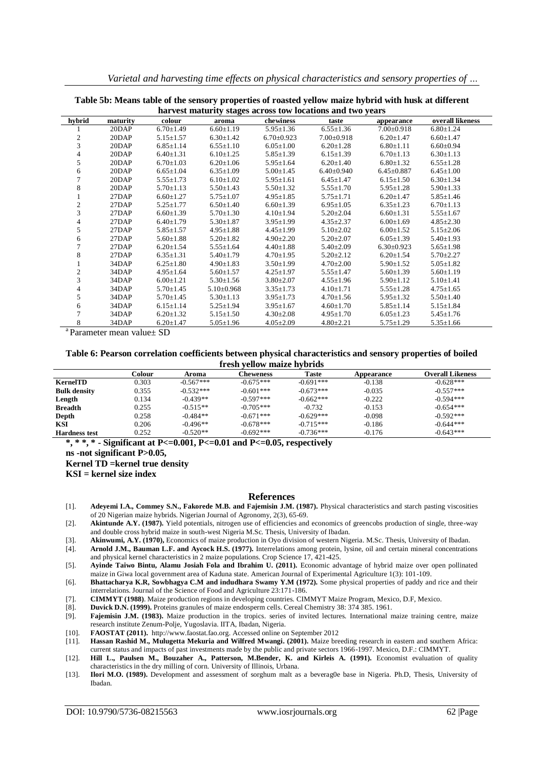**Table 5b: Means table of the sensory properties of roasted yellow maize hybrid with husk at different harvest maturity stages across tow locations and two years**

| hybrid | maturity | colour | aroma | chewiness | taste | appearance | overall likeness |
|---|---|---|---|---|---|---|---|
| 1 | 20DAP | 6.70±1.49 | 6.60±1.19 | 5.95±1.36 | 6.55±1.36 | 7.00±0.918 | 6.80±1.24 |
| 2 | 20DAP | 5.15±1.57 | 6.30±1.42 | 6.70±0.923 | 7.00±0.918 | 6.20±1.47 | 6.60±1.47 |
| 3 | 20DAP | 6.85±1.14 | 6.55±1.10 | 6.05±1.00 | 6.20±1.28 | 6.80±1.11 | 6.60±0.94 |
| 4 | 20DAP | 6.40±1.31 | 6.10±1.25 | 5.85±1.39 | 6.15±1.39 | 6.70±1.13 | 6.30±1.13 |
| 5 | 20DAP | 6.70±1.03 | 6.20±1.06 | 5.95±1.64 | 6.20±1.40 | 6.80±1.32 | 6.55±1.28 |
| 6 | 20DAP | 6.65±1.04 | 6.35±1.09 | 5.00±1.45 | 6.40±0.940 | 6.45±0.887 | 6.45±1.00 |
| 7 | 20DAP | 5.55±1.73 | 6.10±1.02 | 5.95±1.61 | 6.45±1.47 | 6.15±1.50 | 6.30±1.34 |
| 8 | 20DAP | 5.70±1.13 | 5.50±1.43 | 5.50±1.32 | 5.55±1.70 | 5.95±1.28 | 5.90±1.33 |
| 1 | 27DAP | 6.60±1.27 | 5.75±1.07 | 4.95±1.85 | 5.75±1.71 | 6.20±1.47 | 5.85±1.46 |
| 2 | 27DAP | 5.25±1.77 | 6.50±1.40 | 6.60±1.39 | 6.95±1.05 | 6.35±1.23 | 6.70±1.13 |
| 3 | 27DAP | 6.60±1.39 | 5.70±1.30 | 4.10±1.94 | 5.20±2.04 | 6.60±1.31 | 5.55±1.67 |
| 4 | 27DAP | 6.40±1.79 | 5.30±1.87 | 3.95±1.99 | 4.35±2.37 | 6.00±1.69 | 4.85±2.30 |
| 5 | 27DAP | 5.85±1.57 | 4.95±1.88 | 4.45±1.99 | 5.10±2.02 | 6.00±1.52 | 5.15±2.06 |
| 6 | 27DAP | 5.60±1.88 | 5.20±1.82 | 4.90±2.20 | 5.20±2.07 | 6.05±1.39 | 5.40±1.93 |
| 7 | 27DAP | 6.20±1.54 | 5.55±1.64 | 4.40±1.88 | 5.40±2.09 | 6.30±0.923 | 5.65±1.98 |
| 8 | 27DAP | 6.35±1.31 | 5.40±1.79 | 4.70±1.95 | 5.20±2.12 | 6.20±1.54 | 5.70±2.27 |
| 1 | 34DAP | 6.25±1.80 | 4.90±1.83 | 3.50±1.99 | 4.70±2.00 | 5.90±1.52 | 5.05±1.82 |
| 2 | 34DAP | 4.95±1.64 | 5.60±1.57 | 4.25±1.97 | 5.55±1.47 | 5.60±1.39 | 5.60±1.19 |
| 3 | 34DAP | 6.00±1.21 | 5.30±1.56 | 3.80±2.07 | 4.55±1.96 | 5.90±1.12 | 5.10±1.41 |
| 4 | 34DAP | 5.70±1.45 | 5.10±0.968 | 3.35±1.73 | 4.10±1.71 | 5.55±1.28 | 4.75±1.65 |
| 5 | 34DAP | 5.70±1.45 | 5.30±1.13 | 3.95±1.73 | 4.70±1.56 | 5.95±1.32 | 5.50±1.40 |
| 6 | 34DAP | 6.15±1.14 | 5.25±1.94 | 3.95±1.67 | 4.60±1.70 | 5.85±1.14 | 5.15±1.84 |
| 7 | 34DAP | 6.20±1.32 | 5.15±1.50 | 4.30±2.08 | 4.95±1.70 | 6.05±1.23 | 5.45±1.76 |
| 8 | 34DAP | 6.20±1.47 | 5.05±1.96 | 4.05±2.09 | 4.80±2.21 | 5.75±1.29 | 5.35±1.66 |

[a] Parameter mean value± SD

**Table 6: Pearson correlation coefficients between physical characteristics and sensory properties of boiled fresh yellow maize hybrids**

| | Colour | Aroma | Cheweness | Taste | Appearance | Overall Likeness |
|---|---|---|---|---|---|---|
| **KernelTD** | 0.303 | -0.567*** | -0.675*** | -0.691*** | -0.138 | -0.628*** |
| **Bulk density** | 0.355 | -0.532*** | -0.601*** | -0.673*** | -0.035 | -0.557*** |
| **Length** | 0.134 | -0.439** | -0.597*** | -0.662*** | -0.222 | -0.594*** |
| **Breadth** | 0.255 | -0.515** | -0.705*** | -0.732 | -0.153 | -0.654*** |
| **Depth** | 0.258 | -0.484** | -0.671*** | -0.629*** | -0.098 | -0.592*** |
| **KSI** | 0.206 | -0.496** | -0.678*** | -0.715*** | -0.186 | -0.644*** |
| **Hardness test** | 0.252 | -0.520** | -0.692*** | -0.736*** | -0.176 | -0.643*** |

**\*, \* \*, \* - Significant at P<=0.001, P<=0.01 and P<=0.05, respectively**

**ns -not significant P>0.05,**

**Kernel TD =kernel true density**

**KSI = kernel size index**

## References

[1]. **Adeyemi I.A., Commey S.N., Fakorede M.B. and Fajemisin J.M. (1987).** Physical characteristics and starch pasting viscosities of 20 Nigerian maize hybrids. Nigerian Journal of Agronomy, 2(3), 65-69.

[2]. **Akintunde A.Y. (1987).** Yield potentials, nitrogen use of efficiencies and economics of greencobs production of single, three-way and double cross hybrid maize in south-west Nigeria M.Sc. Thesis, University of Ibadan.

[3]. **Akinwumi, A.Y. (1970),** Economics of maize production in Oyo division of western Nigeria. M.Sc. Thesis, University of Ibadan.

[4]. **Arnold J.M., Bauman L.F. and Aycock H.S. (1977).** Interrelations among protein, lysine, oil and certain mineral concentrations and physical kernel characteristics in 2 maize populations. Crop Science 17, 421-425.

[5]. **Ayinde Taiwo Bintu, Alamu Josiah Fola and Ibrahim U. (2011).** Economic advantage of hybrid maize over open pollinated maize in Giwa local government area of Kaduna state. American Journal of Experimental Agriculture 1(3): 101-109.

[6]. **Bhattacharya K.R, Sowbhagya C.M and indudhara Swamy Y.M (1972).** Some physical properties of paddy and rice and their interrelations. Journal of the Science of Food and Agriculture 23:171-186.

[7]. **CIMMYT (1988)**. Maize production regions in developing countries. CIMMYT Maize Program, Mexico, D.F, Mexico.

[8]. **Duvick D.N. (1999).** Proteins granules of maize endosperm cells. Cereal Chemistry 38: 374 385. 1961.

[9]. **Fajemisin J.M. (1983).** Maize production in the tropics. series of invited lectures. International maize training centre, maize research institute Zenum-Polje, Yugoslavia. IITA, Ibadan, Nigeria.

[10]. **FAOSTAT (2011).** http://www.faostat.fao.org. Accessed online on September 2012

[11]. **Hassan Rashid M., Mulugetta Mekuria and Wilfred Mwangi. (2001).** Maize breeding research in eastern and southern Africa: current status and impacts of past investments made by the public and private sectors 1966-1997. Mexico, D.F.: CIMMYT.

[12]. **Hill L., Paulsen M., Bouzaher A., Patterson, M.Bender, K. and Kirleis A. (1991).** Economist evaluation of quality characteristics in the dry milling of corn. University of Illinois, Urbana.

[13]. **Ilori M.O. (1989).** Development and assessment of sorghum malt as a beverag0e base in Nigeria. Ph.D, Thesis, University of Ibadan.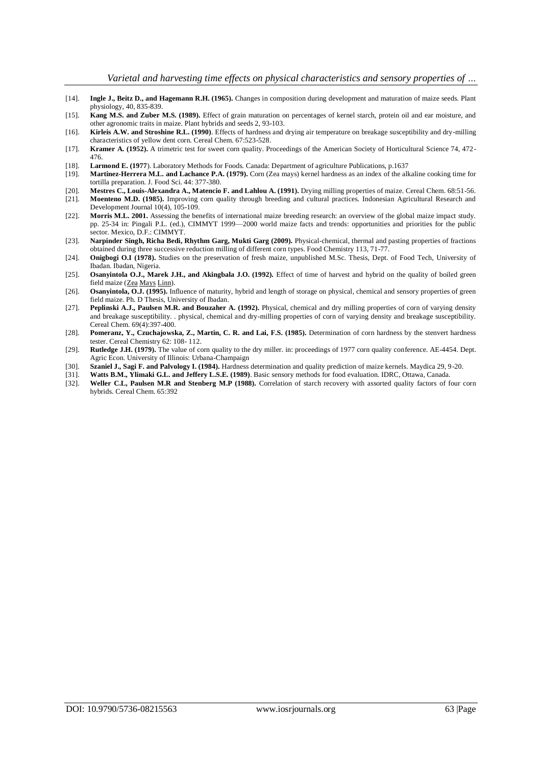[14]. **Ingle J., Beitz D., and Hagemann R.H. (1965).** Changes in composition during development and maturation of maize seeds. Plant physiology, 40, 835-839.

[15]. **Kang M.S. and Zuber M.S. (1989).** Effect of grain maturation on percentages of kernel starch, protein oil and ear moisture, and other agronomic traits in maize. Plant hybrids and seeds 2, 93-103.

[16]. **Kirleis A.W. and Stroshine R.L. (1990)**. Effects of hardness and drying air temperature on breakage susceptibility and dry-milling characteristics of yellow dent corn. Cereal Chem. 67:523-528.

[17]. **Kramer A. (1952).** A trimetric test for sweet corn quality. Proceedings of the American Society of Horticultural Science 74, 472-476.

[18]. **Larmond E. (1977**). Laboratory Methods for Foods. Canada: Department of agriculture Publications, p.1637

[19]. **Martinez-Herrera M.L. and Lachance P.A. (1979).** Corn (Zea mays) kernel hardness as an index of the alkaline cooking time for tortilla preparation. J. Food Sci. 44: 377-380.

[20]. **Mestres C., Louis-Alexandra A., Matencio F. and Lahlou A. (1991).** Drying milling properties of maize. Cereal Chem. 68:51-56.

[21]. **Moenteno M.D. (1985).** Improving corn quality through breeding and cultural practices. Indonesian Agricultural Research and Development Journal 10(4), 105-109.

[22]. **Morris M.L. 2001.** Assessing the benefits of international maize breeding research: an overview of the global maize impact study. pp. 25-34 in: Pingali P.L. (ed.), CIMMYT 1999—2000 world maize facts and trends: opportunities and priorities for the public sector. Mexico, D.F.: CIMMYT.

[23]. **Narpinder Singh, Richa Bedi, Rhythm Garg, Mukti Garg (2009).** Physical-chemical, thermal and pasting properties of fractions obtained during three successive reduction milling of different corn types. Food Chemistry 113, 71-77.

[24]. **Onigbogi O.I (1978).** Studies on the preservation of fresh maize, unpublished M.Sc. Thesis, Dept. of Food Tech, University of Ibadan. Ibadan, Nigeria.

[25]. **Osanyintola O.J., Marek J.H., and Akingbala J.O. (1992).** Effect of time of harvest and hybrid on the quality of boiled green field maize (Zea Mays Linn).

[26]. **Osanyintola, O.J. (1995).** Influence of maturity, hybrid and length of storage on physical, chemical and sensory properties of green field maize. Ph. D Thesis, University of Ibadan.

[27]. **Peplinski A.J., Paulsen M.R. and Bouzaher A. (1992).** Physical, chemical and dry milling properties of corn of varying density and breakage susceptibility. . physical, chemical and dry-milling properties of corn of varying density and breakage susceptibility. Cereal Chem. 69(4):397-400.

[28]. **Pomeranz, Y., Czuchajowska, Z., Martin, C. R. and Lai, F.S. (1985).** Determination of corn hardness by the stenvert hardness tester. Cereal Chemistry 62: 108- 112.

[29]. **Rutledge J.H. (1979).** The value of corn quality to the dry miller. in: proceedings of 1977 corn quality conference. AE-4454. Dept. Agric Econ. University of Illinois: Urbana-Champaign

[30]. **Szaniel J., Sagi F. and Palvology I. (1984).** Hardness determination and quality prediction of maize kernels. Maydica 29, 9-20.

[31]. **Watts B.M., Ylimaki G.L. and Jeffery L.S.E. (1989)**. Basic sensory methods for food evaluation. IDRC, Ottawa, Canada.

[32]. **Weller C.L, Paulsen M.R and Stenberg M.P (1988).** Correlation of starch recovery with assorted quality factors of four corn hybrids. Cereal Chem. 65:392